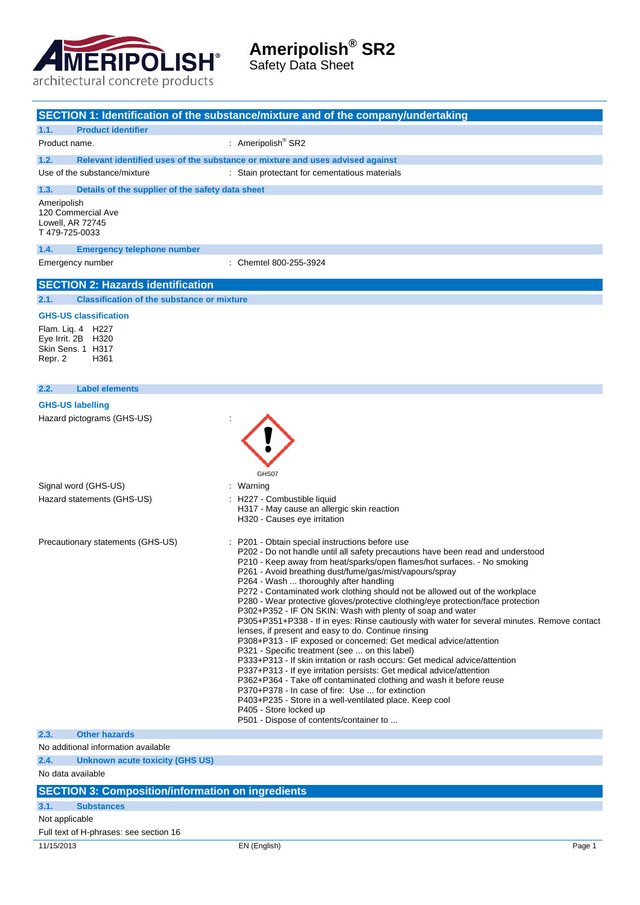# Ameripolish® SR2

Safety Data Sheet

## SECTION 1: Identification of the substance/mixture and of the company/undertaking

### 1.1. Product identifier

Product name. : Ameripolish® SR2

### 1.2. Relevant identified uses of the substance or mixture and uses advised against

Use of the substance/mixture : Stain protectant for cementatious materials

### 1.3. Details of the supplier of the safety data sheet

Ameripolish
120 Commercial Ave
Lowell, AR 72745
T 479-725-0033

### 1.4. Emergency telephone number

Emergency number : Chemtel 800-255-3924

## SECTION 2: Hazards identification

### 2.1. Classification of the substance or mixture

**GHS-US classification**

Flam. Liq. 4 H227
Eye Irrit. 2B H320
Skin Sens. 1 H317
Repr. 2 H361

### 2.2. Label elements

**GHS-US labelling**

Hazard pictograms (GHS-US) :

GHS07

Signal word (GHS-US) : Warning

Hazard statements (GHS-US) :
- H227 - Combustible liquid
- H317 - May cause an allergic skin reaction
- H320 - Causes eye irritation

Precautionary statements (GHS-US) :
- P201 - Obtain special instructions before use
- P202 - Do not handle until all safety precautions have been read and understood
- P210 - Keep away from heat/sparks/open flames/hot surfaces. - No smoking
- P261 - Avoid breathing dust/fume/gas/mist/vapours/spray
- P264 - Wash ... thoroughly after handling
- P272 - Contaminated work clothing should not be allowed out of the workplace
- P280 - Wear protective gloves/protective clothing/eye protection/face protection
- P302+P352 - IF ON SKIN: Wash with plenty of soap and water
- P305+P351+P338 - If in eyes: Rinse cautiously with water for several minutes. Remove contact lenses, if present and easy to do. Continue rinsing
- P308+P313 - IF exposed or concerned: Get medical advice/attention
- P321 - Specific treatment (see ... on this label)
- P333+P313 - If skin irritation or rash occurs: Get medical advice/attention
- P337+P313 - If eye irritation persists: Get medical advice/attention
- P362+P364 - Take off contaminated clothing and wash it before reuse
- P370+P378 - In case of fire: Use ... for extinction
- P403+P235 - Store in a well-ventilated place. Keep cool
- P405 - Store locked up
- P501 - Dispose of contents/container to ...

### 2.3. Other hazards

No additional information available

### 2.4. Unknown acute toxicity (GHS US)

No data available

## SECTION 3: Composition/information on ingredients

### 3.1. Substances

Not applicable

Full text of H-phrases: see section 16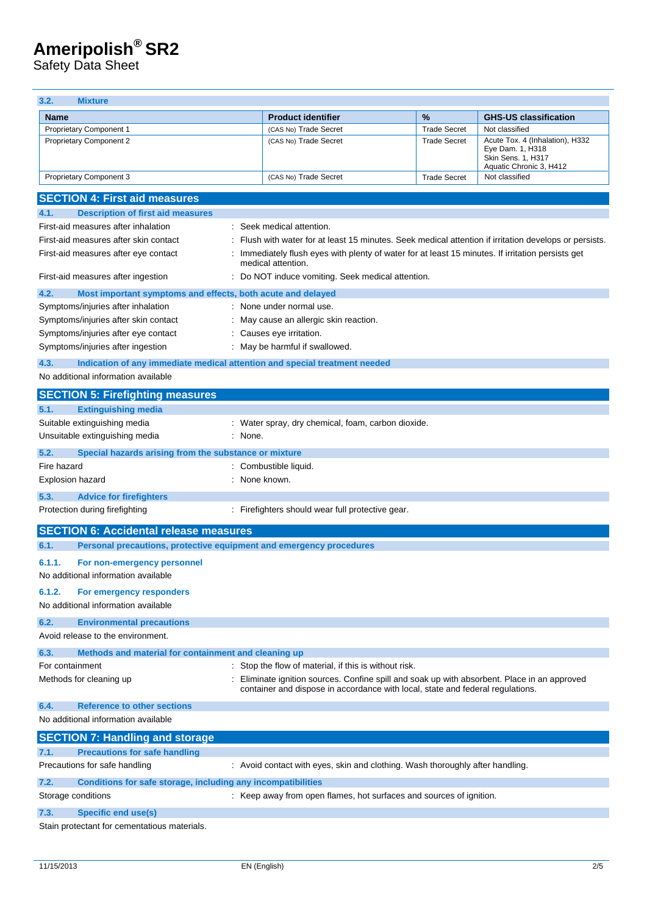### 3.2. Mixture

| Name | Product identifier | % | GHS-US classification |
|---|---|---|---|
| Proprietary Component 1 | (CAS No) Trade Secret | Trade Secret | Not classified |
| Proprietary Component 2 | (CAS No) Trade Secret | Trade Secret | Acute Tox. 4 (Inhalation), H332<br>Eye Dam. 1, H318<br>Skin Sens. 1, H317<br>Aquatic Chronic 3, H412 |
| Proprietary Component 3 | (CAS No) Trade Secret | Trade Secret | Not classified |

## SECTION 4: First aid measures

### 4.1. Description of first aid measures

First-aid measures after inhalation : Seek medical attention.

First-aid measures after skin contact : Flush with water for at least 15 minutes. Seek medical attention if irritation develops or persists.

First-aid measures after eye contact : Immediately flush eyes with plenty of water for at least 15 minutes. If irritation persists get medical attention.

First-aid measures after ingestion : Do NOT induce vomiting. Seek medical attention.

### 4.2. Most important symptoms and effects, both acute and delayed

Symptoms/injuries after inhalation : None under normal use.

Symptoms/injuries after skin contact : May cause an allergic skin reaction.

Symptoms/injuries after eye contact : Causes eye irritation.

Symptoms/injuries after ingestion : May be harmful if swallowed.

### 4.3. Indication of any immediate medical attention and special treatment needed

No additional information available

## SECTION 5: Firefighting measures

### 5.1. Extinguishing media

Suitable extinguishing media : Water spray, dry chemical, foam, carbon dioxide.

Unsuitable extinguishing media : None.

### 5.2. Special hazards arising from the substance or mixture

Fire hazard : Combustible liquid.

Explosion hazard : None known.

### 5.3. Advice for firefighters

Protection during firefighting : Firefighters should wear full protective gear.

## SECTION 6: Accidental release measures

### 6.1. Personal precautions, protective equipment and emergency procedures

#### 6.1.1. For non-emergency personnel

No additional information available

#### 6.1.2. For emergency responders

No additional information available

### 6.2. Environmental precautions

Avoid release to the environment.

### 6.3. Methods and material for containment and cleaning up

For containment : Stop the flow of material, if this is without risk.

Methods for cleaning up : Eliminate ignition sources. Confine spill and soak up with absorbent. Place in an approved container and dispose in accordance with local, state and federal regulations.

### 6.4. Reference to other sections

No additional information available

## SECTION 7: Handling and storage

### 7.1. Precautions for safe handling

Precautions for safe handling : Avoid contact with eyes, skin and clothing. Wash thoroughly after handling.

### 7.2. Conditions for safe storage, including any incompatibilities

Storage conditions : Keep away from open flames, hot surfaces and sources of ignition.

### 7.3. Specific end use(s)

Stain protectant for cementatious materials.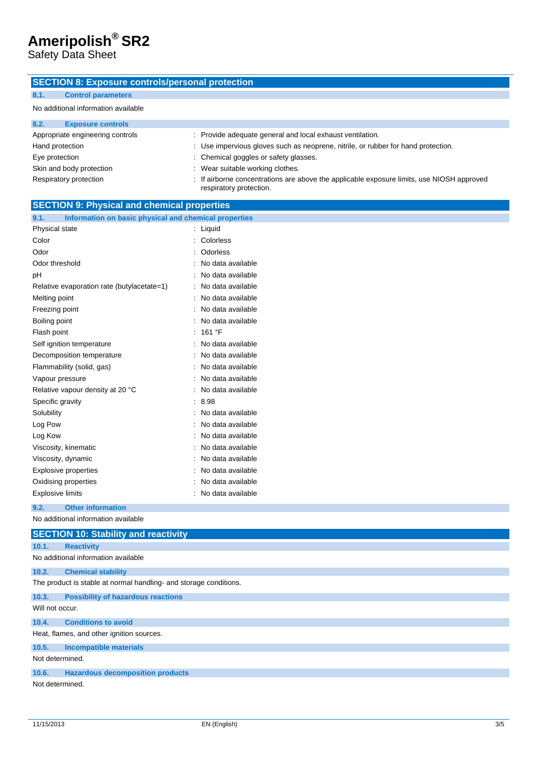## SECTION 8: Exposure controls/personal protection

### 8.1. Control parameters

No additional information available

### 8.2. Exposure controls

| | |
|---|---|
| Appropriate engineering controls | : Provide adequate general and local exhaust ventilation. |
| Hand protection | : Use impervious gloves such as neoprene, nitrile, or rubber for hand protection. |
| Eye protection | : Chemical goggles or safety glasses. |
| Skin and body protection | : Wear suitable working clothes. |
| Respiratory protection | : If airborne concentrations are above the applicable exposure limits, use NIOSH approved respiratory protection. |

## SECTION 9: Physical and chemical properties

### 9.1. Information on basic physical and chemical properties

| | |
|---|---|
| Physical state | : Liquid |
| Color | : Colorless |
| Odor | : Odorless |
| Odor threshold | : No data available |
| pH | : No data available |
| Relative evaporation rate (butylacetate=1) | : No data available |
| Melting point | : No data available |
| Freezing point | : No data available |
| Boiling point | : No data available |
| Flash point | : 161 °F |
| Self ignition temperature | : No data available |
| Decomposition temperature | : No data available |
| Flammability (solid, gas) | : No data available |
| Vapour pressure | : No data available |
| Relative vapour density at 20 °C | : No data available |
| Specific gravity | : 8.98 |
| Solubility | : No data available |
| Log Pow | : No data available |
| Log Kow | : No data available |
| Viscosity, kinematic | : No data available |
| Viscosity, dynamic | : No data available |
| Explosive properties | : No data available |
| Oxidising properties | : No data available |
| Explosive limits | : No data available |

### 9.2. Other information

No additional information available

## SECTION 10: Stability and reactivity

### 10.1. Reactivity

No additional information available

### 10.2. Chemical stability

The product is stable at normal handling- and storage conditions.

### 10.3. Possibility of hazardous reactions

Will not occur.

### 10.4. Conditions to avoid

Heat, flames, and other ignition sources.

### 10.5. Incompatible materials

Not determined.

### 10.6. Hazardous decomposition products

Not determined.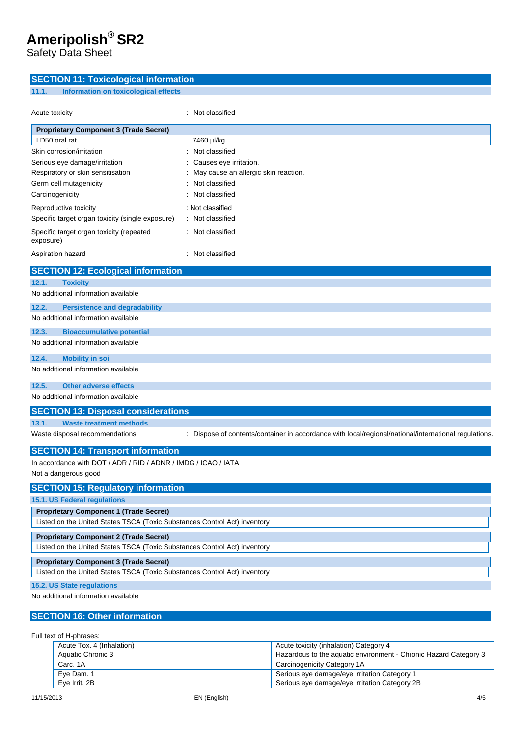## SECTION 11: Toxicological information

### 11.1. Information on toxicological effects

Acute toxicity : Not classified

| Proprietary Component 3 (Trade Secret) | |
|---|---|
| LD50 oral rat | 7460 µl/kg |

Skin corrosion/irritation : Not classified

Serious eye damage/irritation : Causes eye irritation.

Respiratory or skin sensitisation : May cause an allergic skin reaction.

Germ cell mutagenicity : Not classified

Carcinogenicity : Not classified

Reproductive toxicity : Not classified

Specific target organ toxicity (single exposure) : Not classified

Specific target organ toxicity (repeated exposure) : Not classified

Aspiration hazard : Not classified

## SECTION 12: Ecological information

### 12.1. Toxicity

No additional information available

### 12.2. Persistence and degradability

No additional information available

### 12.3. Bioaccumulative potential

No additional information available

### 12.4. Mobility in soil

No additional information available

### 12.5. Other adverse effects

No additional information available

## SECTION 13: Disposal considerations

### 13.1. Waste treatment methods

Waste disposal recommendations : Dispose of contents/container in accordance with local/regional/national/international regulations.

## SECTION 14: Transport information

In accordance with DOT / ADR / RID / ADNR / IMDG / ICAO / IATA

Not a dangerous good

## SECTION 15: Regulatory information

### 15.1. US Federal regulations

| Proprietary Component 1 (Trade Secret) |
|---|
| Listed on the United States TSCA (Toxic Substances Control Act) inventory |

| Proprietary Component 2 (Trade Secret) |
|---|
| Listed on the United States TSCA (Toxic Substances Control Act) inventory |

| Proprietary Component 3 (Trade Secret) |
|---|
| Listed on the United States TSCA (Toxic Substances Control Act) inventory |

### 15.2. US State regulations

No additional information available

## SECTION 16: Other information

Full text of H-phrases:

| | |
|---|---|
| Acute Tox. 4 (Inhalation) | Acute toxicity (inhalation) Category 4 |
| Aquatic Chronic 3 | Hazardous to the aquatic environment - Chronic Hazard Category 3 |
| Carc. 1A | Carcinogenicity Category 1A |
| Eye Dam. 1 | Serious eye damage/eye irritation Category 1 |
| Eye Irrit. 2B | Serious eye damage/eye irritation Category 2B |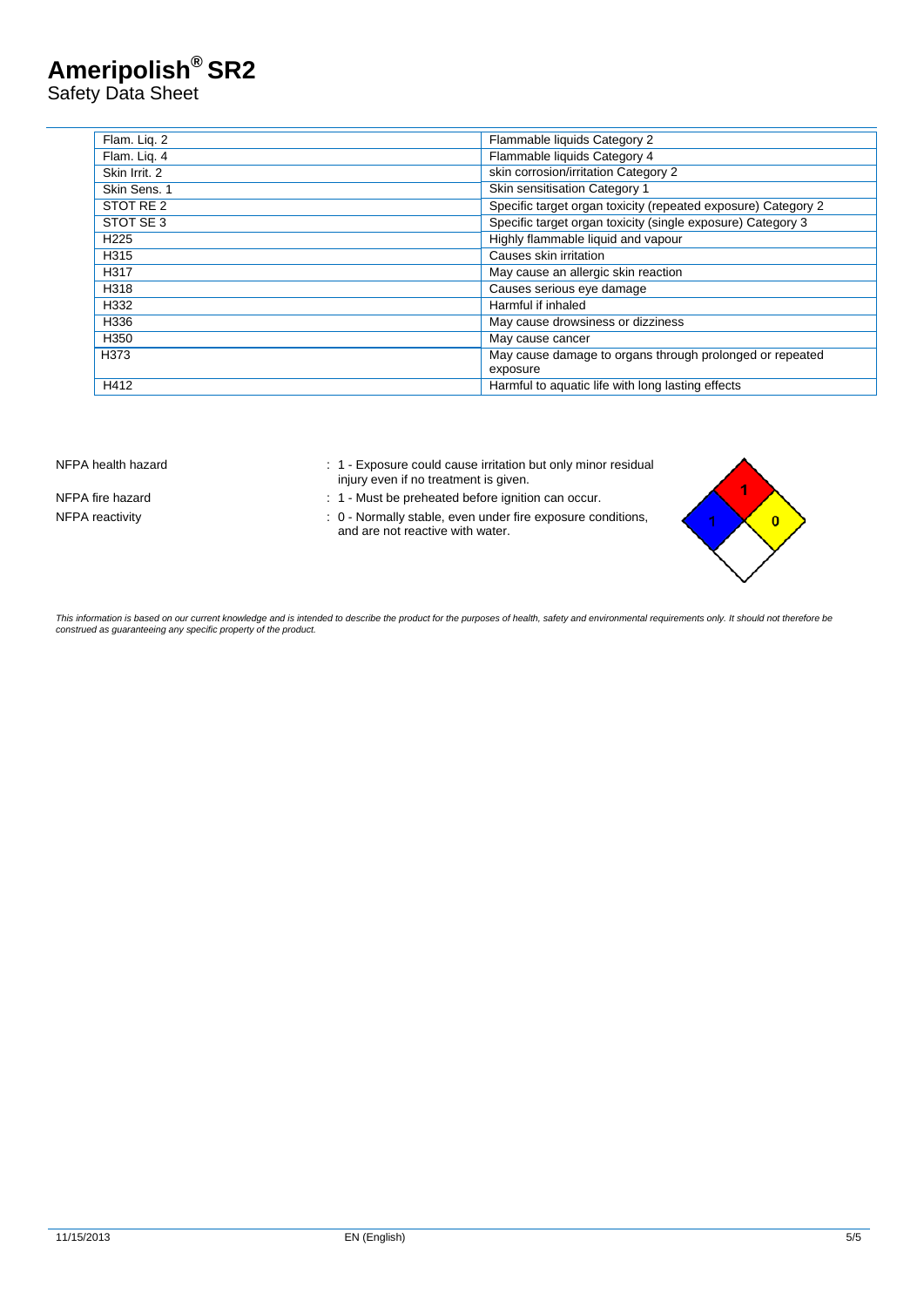| | |
|---|---|
| Flam. Liq. 2 | Flammable liquids Category 2 |
| Flam. Liq. 4 | Flammable liquids Category 4 |
| Skin Irrit. 2 | skin corrosion/irritation Category 2 |
| Skin Sens. 1 | Skin sensitisation Category 1 |
| STOT RE 2 | Specific target organ toxicity (repeated exposure) Category 2 |
| STOT SE 3 | Specific target organ toxicity (single exposure) Category 3 |
| H225 | Highly flammable liquid and vapour |
| H315 | Causes skin irritation |
| H317 | May cause an allergic skin reaction |
| H318 | Causes serious eye damage |
| H332 | Harmful if inhaled |
| H336 | May cause drowsiness or dizziness |
| H350 | May cause cancer |
| H373 | May cause damage to organs through prolonged or repeated exposure |
| H412 | Harmful to aquatic life with long lasting effects |

NFPA health hazard : 1 - Exposure could cause irritation but only minor residual injury even if no treatment is given.

NFPA fire hazard : 1 - Must be preheated before ignition can occur.

NFPA reactivity : 0 - Normally stable, even under fire exposure conditions, and are not reactive with water.

1

1

0

*This information is based on our current knowledge and is intended to describe the product for the purposes of health, safety and environmental requirements only. It should not therefore be construed as guaranteeing any specific property of the product.*